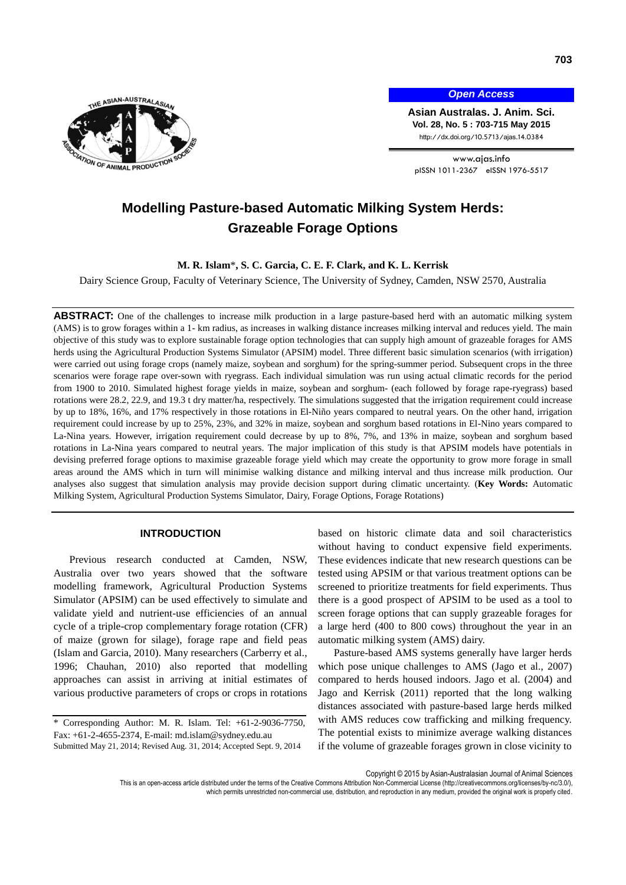# Modelling Pasture-based Automatic Milking System Herds: Grazeable Forage Options

**M. R. Islam***, **S. C. Garcia, C. E. F. Clark, and K. L. Kerrisk**

Dairy Science Group, Faculty of Veterinary Science, The University of Sydney, Camden, NSW 2570, Australia

**ABSTRACT:** One of the challenges to increase milk production in a large pasture-based herd with an automatic milking system (AMS) is to grow forages within a 1- km radius, as increases in walking distance increases milking interval and reduces yield. The main objective of this study was to explore sustainable forage option technologies that can supply high amount of grazeable forages for AMS herds using the Agricultural Production Systems Simulator (APSIM) model. Three different basic simulation scenarios (with irrigation) were carried out using forage crops (namely maize, soybean and sorghum) for the spring-summer period. Subsequent crops in the three scenarios were forage rape over-sown with ryegrass. Each individual simulation was run using actual climatic records for the period from 1900 to 2010. Simulated highest forage yields in maize, soybean and sorghum- (each followed by forage rape-ryegrass) based rotations were 28.2, 22.9, and 19.3 t dry matter/ha, respectively. The simulations suggested that the irrigation requirement could increase by up to 18%, 16%, and 17% respectively in those rotations in El-Niño years compared to neutral years. On the other hand, irrigation requirement could increase by up to 25%, 23%, and 32% in maize, soybean and sorghum based rotations in El-Nino years compared to La-Nina years. However, irrigation requirement could decrease by up to 8%, 7%, and 13% in maize, soybean and sorghum based rotations in La-Nina years compared to neutral years. The major implication of this study is that APSIM models have potentials in devising preferred forage options to maximise grazeable forage yield which may create the opportunity to grow more forage in small areas around the AMS which in turn will minimise walking distance and milking interval and thus increase milk production. Our analyses also suggest that simulation analysis may provide decision support during climatic uncertainty. (**Key Words:** Automatic Milking System, Agricultural Production Systems Simulator, Dairy, Forage Options, Forage Rotations)

## INTRODUCTION

Previous research conducted at Camden, NSW, Australia over two years showed that the software modelling framework, Agricultural Production Systems Simulator (APSIM) can be used effectively to simulate and validate yield and nutrient-use efficiencies of an annual cycle of a triple-crop complementary forage rotation (CFR) of maize (grown for silage), forage rape and field peas (Islam and Garcia, 2010). Many researchers (Carberry et al., 1996; Chauhan, 2010) also reported that modelling approaches can assist in arriving at initial estimates of various productive parameters of crops or crops in rotations based on historic climate data and soil characteristics without having to conduct expensive field experiments. These evidences indicate that new research questions can be tested using APSIM or that various treatment options can be screened to prioritize treatments for field experiments. Thus there is a good prospect of APSIM to be used as a tool to screen forage options that can supply grazeable forages for a large herd (400 to 800 cows) throughout the year in an automatic milking system (AMS) dairy.

Pasture-based AMS systems generally have larger herds which pose unique challenges to AMS (Jago et al., 2007) compared to herds housed indoors. Jago et al. (2004) and Jago and Kerrisk (2011) reported that the long walking distances associated with pasture-based large herds milked with AMS reduces cow trafficking and milking frequency. The potential exists to minimize average walking distances if the volume of grazeable forages grown in close vicinity to

\* Corresponding Author: M. R. Islam. Tel: +61-2-9036-7750, Fax: +61-2-4655-2374, E-mail: md.islam@sydney.edu.au

Submitted May 21, 2014; Revised Aug. 31, 2014; Accepted Sept. 9, 2014

Copyright © 2015 by Asian-Australasian Journal of Animal Sciences

This is an open-access article distributed under the terms of the Creative Commons Attribution Non-Commercial License (http://creativecommons.org/licenses/by-nc/3.0/), which permits unrestricted non-commercial use, distribution, and reproduction in any medium, provided the original work is properly cited.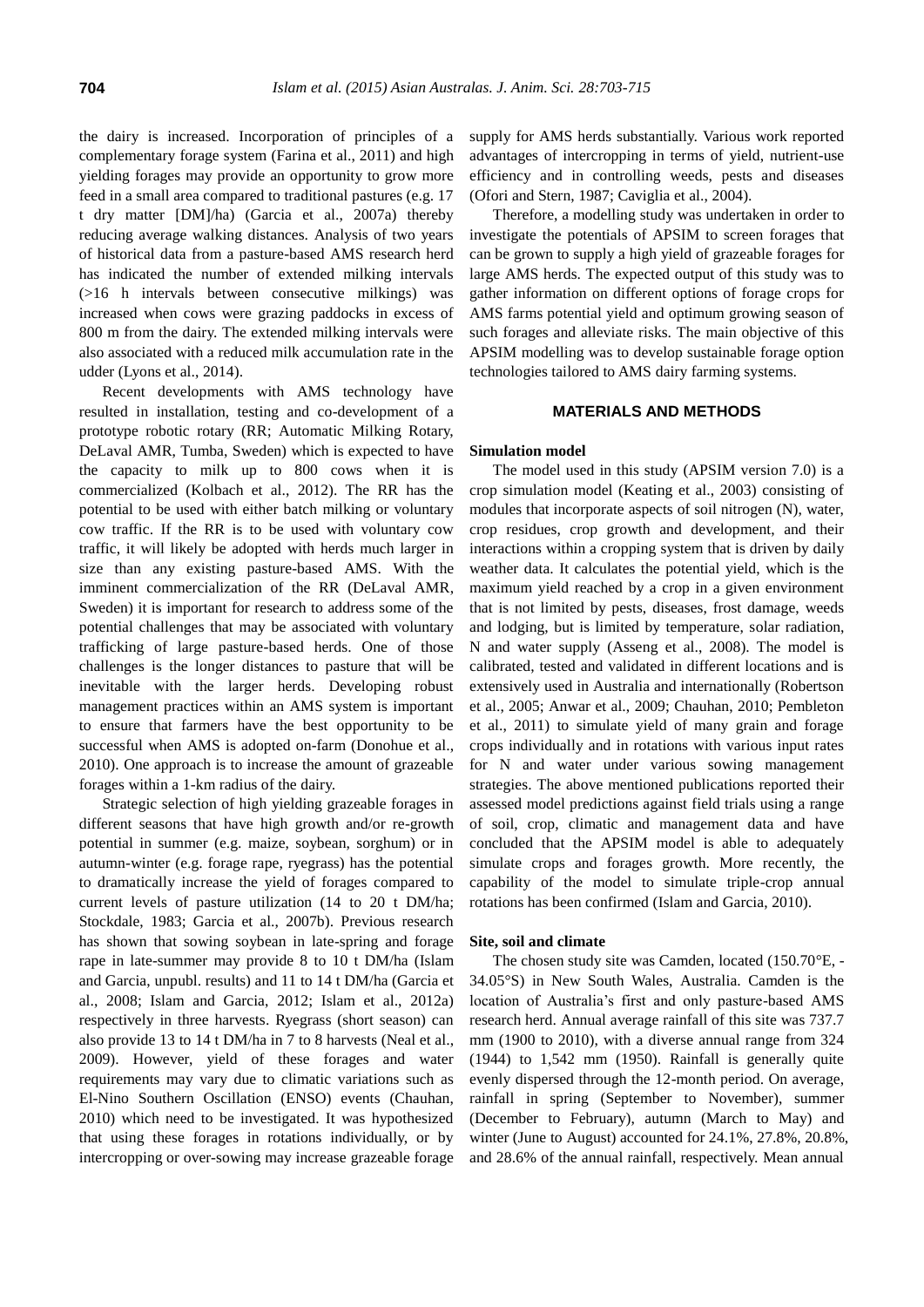the dairy is increased. Incorporation of principles of a complementary forage system (Farina et al., 2011) and high yielding forages may provide an opportunity to grow more feed in a small area compared to traditional pastures (e.g. 17 t dry matter [DM]/ha) (Garcia et al., 2007a) thereby reducing average walking distances. Analysis of two years of historical data from a pasture-based AMS research herd has indicated the number of extended milking intervals (>16 h intervals between consecutive milkings) was increased when cows were grazing paddocks in excess of 800 m from the dairy. The extended milking intervals were also associated with a reduced milk accumulation rate in the udder (Lyons et al., 2014).

Recent developments with AMS technology have resulted in installation, testing and co-development of a prototype robotic rotary (RR; Automatic Milking Rotary, DeLaval AMR, Tumba, Sweden) which is expected to have the capacity to milk up to 800 cows when it is commercialized (Kolbach et al., 2012). The RR has the potential to be used with either batch milking or voluntary cow traffic. If the RR is to be used with voluntary cow traffic, it will likely be adopted with herds much larger in size than any existing pasture-based AMS. With the imminent commercialization of the RR (DeLaval AMR, Sweden) it is important for research to address some of the potential challenges that may be associated with voluntary trafficking of large pasture-based herds. One of those challenges is the longer distances to pasture that will be inevitable with the larger herds. Developing robust management practices within an AMS system is important to ensure that farmers have the best opportunity to be successful when AMS is adopted on-farm (Donohue et al., 2010). One approach is to increase the amount of grazeable forages within a 1-km radius of the dairy.

Strategic selection of high yielding grazeable forages in different seasons that have high growth and/or re-growth potential in summer (e.g. maize, soybean, sorghum) or in autumn-winter (e.g. forage rape, ryegrass) has the potential to dramatically increase the yield of forages compared to current levels of pasture utilization (14 to 20 t DM/ha; Stockdale, 1983; Garcia et al., 2007b). Previous research has shown that sowing soybean in late-spring and forage rape in late-summer may provide 8 to 10 t DM/ha (Islam and Garcia, unpubl. results) and 11 to 14 t DM/ha (Garcia et al., 2008; Islam and Garcia, 2012; Islam et al., 2012a) respectively in three harvests. Ryegrass (short season) can also provide 13 to 14 t DM/ha in 7 to 8 harvests (Neal et al., 2009). However, yield of these forages and water requirements may vary due to climatic variations such as El-Nino Southern Oscillation (ENSO) events (Chauhan, 2010) which need to be investigated. It was hypothesized that using these forages in rotations individually, or by intercropping or over-sowing may increase grazeable forage supply for AMS herds substantially. Various work reported advantages of intercropping in terms of yield, nutrient-use efficiency and in controlling weeds, pests and diseases (Ofori and Stern, 1987; Caviglia et al., 2004).

Therefore, a modelling study was undertaken in order to investigate the potentials of APSIM to screen forages that can be grown to supply a high yield of grazeable forages for large AMS herds. The expected output of this study was to gather information on different options of forage crops for AMS farms potential yield and optimum growing season of such forages and alleviate risks. The main objective of this APSIM modelling was to develop sustainable forage option technologies tailored to AMS dairy farming systems.

## MATERIALS AND METHODS

### Simulation model

The model used in this study (APSIM version 7.0) is a crop simulation model (Keating et al., 2003) consisting of modules that incorporate aspects of soil nitrogen (N), water, crop residues, crop growth and development, and their interactions within a cropping system that is driven by daily weather data. It calculates the potential yield, which is the maximum yield reached by a crop in a given environment that is not limited by pests, diseases, frost damage, weeds and lodging, but is limited by temperature, solar radiation, N and water supply (Asseng et al., 2008). The model is calibrated, tested and validated in different locations and is extensively used in Australia and internationally (Robertson et al., 2005; Anwar et al., 2009; Chauhan, 2010; Pembleton et al., 2011) to simulate yield of many grain and forage crops individually and in rotations with various input rates for N and water under various sowing management strategies. The above mentioned publications reported their assessed model predictions against field trials using a range of soil, crop, climatic and management data and have concluded that the APSIM model is able to adequately simulate crops and forages growth. More recently, the capability of the model to simulate triple-crop annual rotations has been confirmed (Islam and Garcia, 2010).

### Site, soil and climate

The chosen study site was Camden, located (150.70°E, -34.05°S) in New South Wales, Australia. Camden is the location of Australia's first and only pasture-based AMS research herd. Annual average rainfall of this site was 737.7 mm (1900 to 2010), with a diverse annual range from 324 (1944) to 1,542 mm (1950). Rainfall is generally quite evenly dispersed through the 12-month period. On average, rainfall in spring (September to November), summer (December to February), autumn (March to May) and winter (June to August) accounted for 24.1%, 27.8%, 20.8%, and 28.6% of the annual rainfall, respectively. Mean annual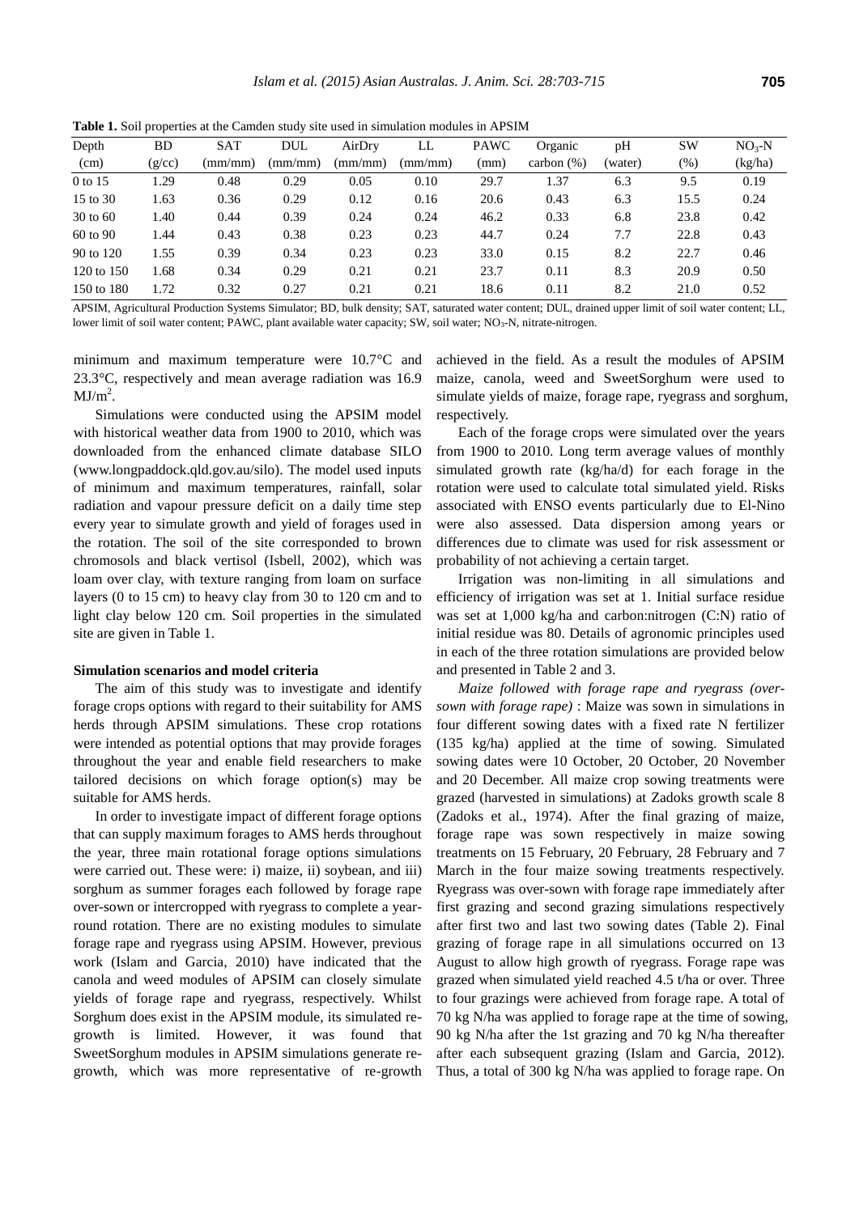**Table 1.** Soil properties at the Camden study site used in simulation modules in APSIM

| Depth (cm) | BD (g/cc) | SAT (mm/mm) | DUL (mm/mm) | AirDry (mm/mm) | LL (mm/mm) | PAWC (mm) | Organic carbon (%) | pH (water) | SW (%) | $NO_3$-N (kg/ha) |
|---|---|---|---|---|---|---|---|---|---|---|
| 0 to 15 | 1.29 | 0.48 | 0.29 | 0.05 | 0.10 | 29.7 | 1.37 | 6.3 | 9.5 | 0.19 |
| 15 to 30 | 1.63 | 0.36 | 0.29 | 0.12 | 0.16 | 20.6 | 0.43 | 6.3 | 15.5 | 0.24 |
| 30 to 60 | 1.40 | 0.44 | 0.39 | 0.24 | 0.24 | 46.2 | 0.33 | 6.8 | 23.8 | 0.42 |
| 60 to 90 | 1.44 | 0.43 | 0.38 | 0.23 | 0.23 | 44.7 | 0.24 | 7.7 | 22.8 | 0.43 |
| 90 to 120 | 1.55 | 0.39 | 0.34 | 0.23 | 0.23 | 33.0 | 0.15 | 8.2 | 22.7 | 0.46 |
| 120 to 150 | 1.68 | 0.34 | 0.29 | 0.21 | 0.21 | 23.7 | 0.11 | 8.3 | 20.9 | 0.50 |
| 150 to 180 | 1.72 | 0.32 | 0.27 | 0.21 | 0.21 | 18.6 | 0.11 | 8.2 | 21.0 | 0.52 |

APSIM, Agricultural Production Systems Simulator; BD, bulk density; SAT, saturated water content; DUL, drained upper limit of soil water content; LL, lower limit of soil water content; PAWC, plant available water capacity; SW, soil water; $NO_3$-N, nitrate-nitrogen.

minimum and maximum temperature were 10.7°C and 23.3°C, respectively and mean average radiation was 16.9 MJ/m$^2$.

Simulations were conducted using the APSIM model with historical weather data from 1900 to 2010, which was downloaded from the enhanced climate database SILO (www.longpaddock.qld.gov.au/silo). The model used inputs of minimum and maximum temperatures, rainfall, solar radiation and vapour pressure deficit on a daily time step every year to simulate growth and yield of forages used in the rotation. The soil of the site corresponded to brown chromosols and black vertisol (Isbell, 2002), which was loam over clay, with texture ranging from loam on surface layers (0 to 15 cm) to heavy clay from 30 to 120 cm and to light clay below 120 cm. Soil properties in the simulated site are given in Table 1.

**Simulation scenarios and model criteria**

The aim of this study was to investigate and identify forage crops options with regard to their suitability for AMS herds through APSIM simulations. These crop rotations were intended as potential options that may provide forages throughout the year and enable field researchers to make tailored decisions on which forage option(s) may be suitable for AMS herds.

In order to investigate impact of different forage options that can supply maximum forages to AMS herds throughout the year, three main rotational forage options simulations were carried out. These were: i) maize, ii) soybean, and iii) sorghum as summer forages each followed by forage rape over-sown or intercropped with ryegrass to complete a year-round rotation. There are no existing modules to simulate forage rape and ryegrass using APSIM. However, previous work (Islam and Garcia, 2010) have indicated that the canola and weed modules of APSIM can closely simulate yields of forage rape and ryegrass, respectively. Whilst Sorghum does exist in the APSIM module, its simulated re-growth is limited. However, it was found that SweetSorghum modules in APSIM simulations generate re-growth, which was more representative of re-growth achieved in the field. As a result the modules of APSIM maize, canola, weed and SweetSorghum were used to simulate yields of maize, forage rape, ryegrass and sorghum, respectively.

Each of the forage crops were simulated over the years from 1900 to 2010. Long term average values of monthly simulated growth rate (kg/ha/d) for each forage in the rotation were used to calculate total simulated yield. Risks associated with ENSO events particularly due to El-Nino were also assessed. Data dispersion among years or differences due to climate was used for risk assessment or probability of not achieving a certain target.

Irrigation was non-limiting in all simulations and efficiency of irrigation was set at 1. Initial surface residue was set at 1,000 kg/ha and carbon:nitrogen (C:N) ratio of initial residue was 80. Details of agronomic principles used in each of the three rotation simulations are provided below and presented in Table 2 and 3.

*Maize followed with forage rape and ryegrass (over-sown with forage rape)* : Maize was sown in simulations in four different sowing dates with a fixed rate N fertilizer (135 kg/ha) applied at the time of sowing. Simulated sowing dates were 10 October, 20 October, 20 November and 20 December. All maize crop sowing treatments were grazed (harvested in simulations) at Zadoks growth scale 8 (Zadoks et al., 1974). After the final grazing of maize, forage rape was sown respectively in maize sowing treatments on 15 February, 20 February, 28 February and 7 March in the four maize sowing treatments respectively. Ryegrass was over-sown with forage rape immediately after first grazing and second grazing simulations respectively after first two and last two sowing dates (Table 2). Final grazing of forage rape in all simulations occurred on 13 August to allow high growth of ryegrass. Forage rape was grazed when simulated yield reached 4.5 t/ha or over. Three to four grazings were achieved from forage rape. A total of 70 kg N/ha was applied to forage rape at the time of sowing, 90 kg N/ha after the 1st grazing and 70 kg N/ha thereafter after each subsequent grazing (Islam and Garcia, 2012). Thus, a total of 300 kg N/ha was applied to forage rape. On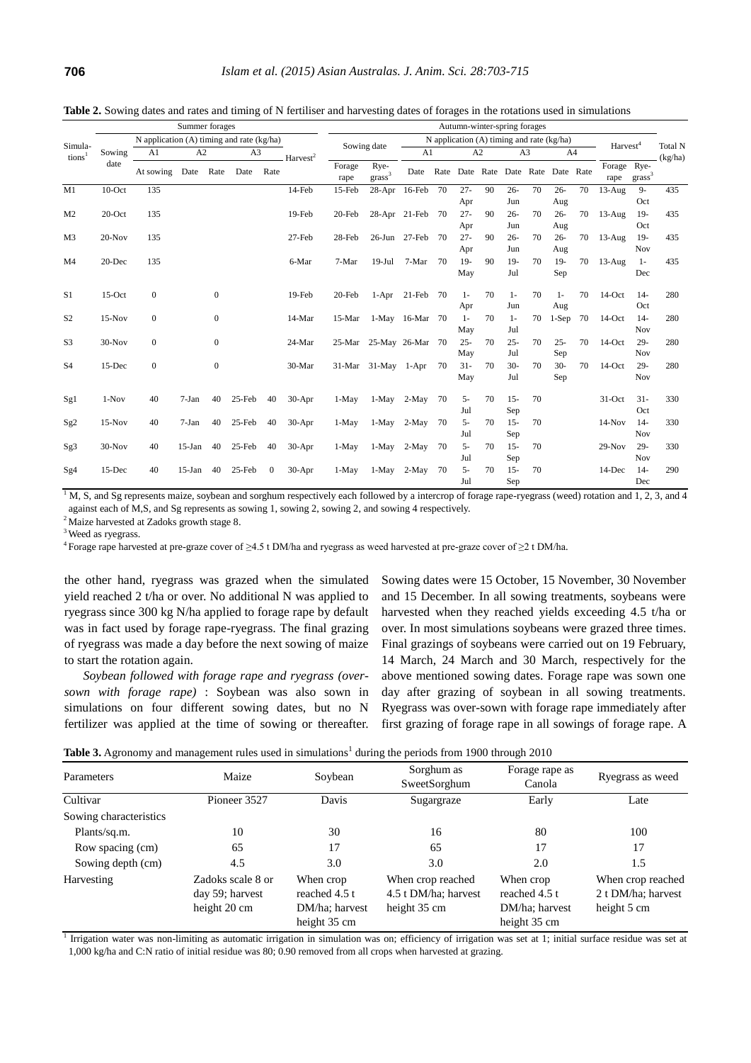**Table 2.** Sowing dates and rates and timing of N fertiliser and harvesting dates of forages in the rotations used in simulations

| Simulations[1] | Summer forages | | | | | | | Autumn-winter-spring forages | | | | | | | | | | | | | |
|---|---|---|---|---|---|---|---|---|---|---|---|---|---|---|---|---|---|---|---|---|---|
| | Sowing date | N application (A) timing and rate (kg/ha) | | | | | Harvest[2] | Sowing date | | N application (A) timing and rate (kg/ha) | | | | | | | | Harvest[4] | | Total N (kg/ha) |
| | | A1 | A2 | | A3 | | | | | A1 | | A2 | | A3 | | A4 | | | | |
| | | At sowing | Date | Rate | Date | Rate | | Forage rape | Rye-grass[3] | Date | Rate | Date | Rate | Date | Rate | Date | Rate | Forage rape | Rye-grass[3] | |
| M1 | 10-Oct | 135 | | | | | 14-Feb | 15-Feb | 28-Apr | 16-Feb | 70 | 27-Apr | 90 | 26-Jun | 70 | 26-Aug | 70 | 13-Aug | 9-Oct | 435 |
| M2 | 20-Oct | 135 | | | | | 19-Feb | 20-Feb | 28-Apr | 21-Feb | 70 | 27-Apr | 90 | 26-Jun | 70 | 26-Aug | 70 | 13-Aug | 19-Oct | 435 |
| M3 | 20-Nov | 135 | | | | | 27-Feb | 28-Feb | 26-Jun | 27-Feb | 70 | 27-Apr | 90 | 26-Jun | 70 | 26-Aug | 70 | 13-Aug | 19-Nov | 435 |
| M4 | 20-Dec | 135 | | | | | 6-Mar | 7-Mar | 19-Jul | 7-Mar | 70 | 19-May | 90 | 19-Jul | 70 | 19-Sep | 70 | 13-Aug | 1-Dec | 435 |
| S1 | 15-Oct | 0 | | 0 | | | 19-Feb | 20-Feb | 1-Apr | 21-Feb | 70 | 1-Apr | 70 | 1-Jun | 70 | 1-Aug | 70 | 14-Oct | 14-Oct | 280 |
| S2 | 15-Nov | 0 | | 0 | | | 14-Mar | 15-Mar | 1-May | 16-Mar | 70 | 1-May | 70 | 1-Jul | 70 | 1-Sep | 70 | 14-Oct | 14-Nov | 280 |
| S3 | 30-Nov | 0 | | 0 | | | 24-Mar | 25-Mar | 25-May | 26-Mar | 70 | 25-May | 70 | 25-Jul | 70 | 25-Sep | 70 | 14-Oct | 29-Nov | 280 |
| S4 | 15-Dec | 0 | | 0 | | | 30-Mar | 31-Mar | 31-May | 1-Apr | 70 | 31-May | 70 | 30-Jul | 70 | 30-Sep | 70 | 14-Oct | 29-Nov | 280 |
| Sg1 | 1-Nov | 40 | 7-Jan | 40 | 25-Feb | 40 | 30-Apr | 1-May | 1-May | 2-May | 70 | 5-Jul | 70 | 15-Sep | 70 | | | 31-Oct | 31-Oct | 330 |
| Sg2 | 15-Nov | 40 | 7-Jan | 40 | 25-Feb | 40 | 30-Apr | 1-May | 1-May | 2-May | 70 | 5-Jul | 70 | 15-Sep | 70 | | | 14-Nov | 14-Nov | 330 |
| Sg3 | 30-Nov | 40 | 15-Jan | 40 | 25-Feb | 40 | 30-Apr | 1-May | 1-May | 2-May | 70 | 5-Jul | 70 | 15-Sep | 70 | | | 29-Nov | 29-Nov | 330 |
| Sg4 | 15-Dec | 40 | 15-Jan | 40 | 25-Feb | 0 | 30-Apr | 1-May | 1-May | 2-May | 70 | 5-Jul | 70 | 15-Sep | 70 | | | 14-Dec | 14-Dec | 290 |

[1] M, S, and Sg represents maize, soybean and sorghum respectively each followed by a intercrop of forage rape-ryegrass (weed) rotation and 1, 2, 3, and 4 against each of M,S, and Sg represents as sowing 1, sowing 2, sowing 2, and sowing 4 respectively.

[2] Maize harvested at Zadoks growth stage 8.

[3] Weed as ryegrass.

[4] Forage rape harvested at pre-graze cover of ≥4.5 t DM/ha and ryegrass as weed harvested at pre-graze cover of ≥2 t DM/ha.

the other hand, ryegrass was grazed when the simulated yield reached 2 t/ha or over. No additional N was applied to ryegrass since 300 kg N/ha applied to forage rape by default was in fact used by forage rape-ryegrass. The final grazing of ryegrass was made a day before the next sowing of maize to start the rotation again.

*Soybean followed with forage rape and ryegrass (over-sown with forage rape)* : Soybean was also sown in simulations on four different sowing dates, but no N fertilizer was applied at the time of sowing or thereafter. Sowing dates were 15 October, 15 November, 30 November and 15 December. In all sowing treatments, soybeans were harvested when they reached yields exceeding 4.5 t/ha or over. In most simulations soybeans were grazed three times. Final grazings of soybeans were carried out on 19 February, 14 March, 24 March and 30 March, respectively for the above mentioned sowing dates. Forage rape was sown one day after grazing of soybean in all sowing treatments. Ryegrass was over-sown with forage rape immediately after first grazing of forage rape in all sowings of forage rape. A

**Table 3.** Agronomy and management rules used in simulations[1] during the periods from 1900 through 2010

| Parameters | Maize | Soybean | Sorghum as SweetSorghum | Forage rape as Canola | Ryegrass as weed |
|---|---|---|---|---|---|
| Cultivar | Pioneer 3527 | Davis | Sugargraze | Early | Late |
| Sowing characteristics | | | | | |
| Plants/sq.m. | 10 | 30 | 16 | 80 | 100 |
| Row spacing (cm) | 65 | 17 | 65 | 17 | 17 |
| Sowing depth (cm) | 4.5 | 3.0 | 3.0 | 2.0 | 1.5 |
| Harvesting | Zadoks scale 8 or day 59; harvest height 20 cm | When crop reached 4.5 t DM/ha; harvest height 35 cm | When crop reached 4.5 t DM/ha; harvest height 35 cm | When crop reached 4.5 t DM/ha; harvest height 35 cm | When crop reached 2 t DM/ha; harvest height 5 cm |

[1] Irrigation water was non-limiting as automatic irrigation in simulation was on; efficiency of irrigation was set at 1; initial surface residue was set at 1,000 kg/ha and C:N ratio of initial residue was 80; 0.90 removed from all crops when harvested at grazing.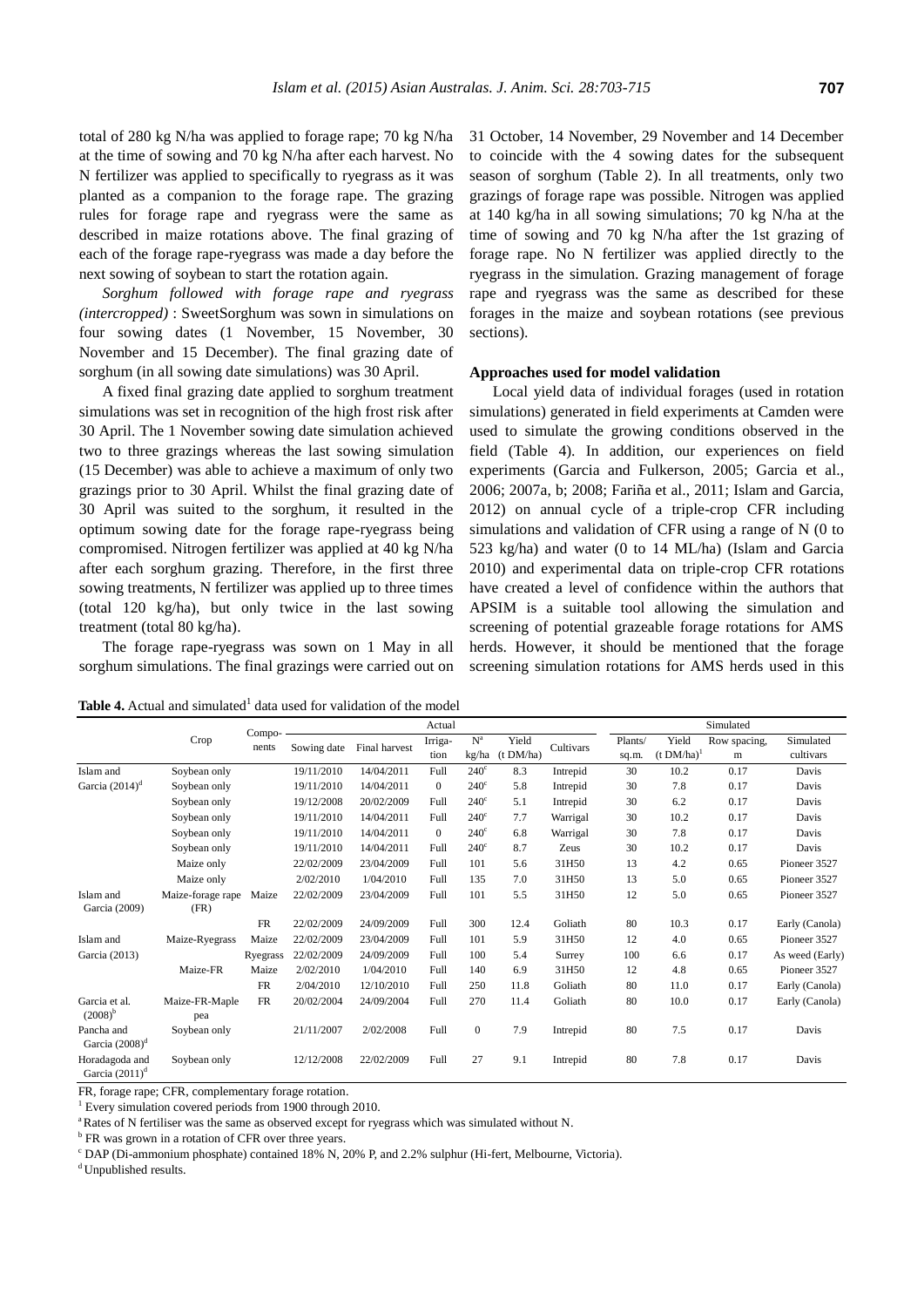total of 280 kg N/ha was applied to forage rape; 70 kg N/ha at the time of sowing and 70 kg N/ha after each harvest. No N fertilizer was applied to specifically to ryegrass as it was planted as a companion to the forage rape. The grazing rules for forage rape and ryegrass were the same as described in maize rotations above. The final grazing of each of the forage rape-ryegrass was made a day before the next sowing of soybean to start the rotation again.

*Sorghum followed with forage rape and ryegrass (intercropped)* : SweetSorghum was sown in simulations on four sowing dates (1 November, 15 November, 30 November and 15 December). The final grazing date of sorghum (in all sowing date simulations) was 30 April.

A fixed final grazing date applied to sorghum treatment simulations was set in recognition of the high frost risk after 30 April. The 1 November sowing date simulation achieved two to three grazings whereas the last sowing simulation (15 December) was able to achieve a maximum of only two grazings prior to 30 April. Whilst the final grazing date of 30 April was suited to the sorghum, it resulted in the optimum sowing date for the forage rape-ryegrass being compromised. Nitrogen fertilizer was applied at 40 kg N/ha after each sorghum grazing. Therefore, in the first three sowing treatments, N fertilizer was applied up to three times (total 120 kg/ha), but only twice in the last sowing treatment (total 80 kg/ha).

The forage rape-ryegrass was sown on 1 May in all sorghum simulations. The final grazings were carried out on 31 October, 14 November, 29 November and 14 December to coincide with the 4 sowing dates for the subsequent season of sorghum (Table 2). In all treatments, only two grazings of forage rape was possible. Nitrogen was applied at 140 kg/ha in all sowing simulations; 70 kg N/ha at the time of sowing and 70 kg N/ha after the 1st grazing of forage rape. No N fertilizer was applied directly to the ryegrass in the simulation. Grazing management of forage rape and ryegrass was the same as described for these forages in the maize and soybean rotations (see previous sections).

### Approaches used for model validation

Local yield data of individual forages (used in rotation simulations) generated in field experiments at Camden were used to simulate the growing conditions observed in the field (Table 4). In addition, our experiences on field experiments (Garcia and Fulkerson, 2005; Garcia et al., 2006; 2007a, b; 2008; Fariña et al., 2011; Islam and Garcia, 2012) on annual cycle of a triple-crop CFR including simulations and validation of CFR using a range of N (0 to 523 kg/ha) and water (0 to 14 ML/ha) (Islam and Garcia 2010) and experimental data on triple-crop CFR rotations have created a level of confidence within the authors that APSIM is a suitable tool allowing the simulation and screening of potential grazeable forage rotations for AMS herds. However, it should be mentioned that the forage screening simulation rotations for AMS herds used in this

**Table 4.** Actual and simulated[1] data used for validation of the model

| | Crop | Components | Actual | | | | | | Simulated | | | |
|---|---|---|---|---|---|---|---|---|---|---|---|---|
| | | | Sowing date | Final harvest | Irrigation | N[a] kg/ha | Yield (t DM/ha) | Cultivars | Plants/ sq.m. | Yield (t DM/ha)[1] | Row spacing, m | Simulated cultivars |
| Islam and Garcia (2014)[d] | Soybean only | | 19/11/2010 | 14/04/2011 | Full | 240[c] | 8.3 | Intrepid | 30 | 10.2 | 0.17 | Davis |
| | Soybean only | | 19/11/2010 | 14/04/2011 | 0 | 240[c] | 5.8 | Intrepid | 30 | 7.8 | 0.17 | Davis |
| | Soybean only | | 19/12/2008 | 20/02/2009 | Full | 240[c] | 5.1 | Intrepid | 30 | 6.2 | 0.17 | Davis |
| | Soybean only | | 19/11/2010 | 14/04/2011 | Full | 240[c] | 7.7 | Warrigal | 30 | 10.2 | 0.17 | Davis |
| | Soybean only | | 19/11/2010 | 14/04/2011 | 0 | 240[c] | 6.8 | Warrigal | 30 | 7.8 | 0.17 | Davis |
| | Soybean only | | 19/11/2010 | 14/04/2011 | Full | 240[c] | 8.7 | Zeus | 30 | 10.2 | 0.17 | Davis |
| | Maize only | | 22/02/2009 | 23/04/2009 | Full | 101 | 5.6 | 31H50 | 13 | 4.2 | 0.65 | Pioneer 3527 |
| | Maize only | | 2/02/2010 | 1/04/2010 | Full | 135 | 7.0 | 31H50 | 13 | 5.0 | 0.65 | Pioneer 3527 |
| Islam and Garcia (2009) | Maize-forage rape (FR) | Maize | 22/02/2009 | 23/04/2009 | Full | 101 | 5.5 | 31H50 | 12 | 5.0 | 0.65 | Pioneer 3527 |
| | | FR | 22/02/2009 | 24/09/2009 | Full | 300 | 12.4 | Goliath | 80 | 10.3 | 0.17 | Early (Canola) |
| Islam and Garcia (2013) | Maize-Ryegrass | Maize | 22/02/2009 | 23/04/2009 | Full | 101 | 5.9 | 31H50 | 12 | 4.0 | 0.65 | Pioneer 3527 |
| | | Ryegrass | 22/02/2009 | 24/09/2009 | Full | 100 | 5.4 | Surrey | 100 | 6.6 | 0.17 | As weed (Early) |
| | Maize-FR | Maize | 2/02/2010 | 1/04/2010 | Full | 140 | 6.9 | 31H50 | 12 | 4.8 | 0.65 | Pioneer 3527 |
| | | FR | 2/04/2010 | 12/10/2010 | Full | 250 | 11.8 | Goliath | 80 | 11.0 | 0.17 | Early (Canola) |
| Garcia et al. (2008)[b] | Maize-FR-Maple pea | FR | 20/02/2004 | 24/09/2004 | Full | 270 | 11.4 | Goliath | 80 | 10.0 | 0.17 | Early (Canola) |
| Pancha and Garcia (2008)[d] | Soybean only | | 21/11/2007 | 2/02/2008 | Full | 0 | 7.9 | Intrepid | 80 | 7.5 | 0.17 | Davis |
| Horadagoda and Garcia (2011)[d] | Soybean only | | 12/12/2008 | 22/02/2009 | Full | 27 | 9.1 | Intrepid | 80 | 7.8 | 0.17 | Davis |

FR, forage rape; CFR, complementary forage rotation.
[1] Every simulation covered periods from 1900 through 2010.
[a] Rates of N fertiliser was the same as observed except for ryegrass which was simulated without N.
[b] FR was grown in a rotation of CFR over three years.
[c] DAP (Di-ammonium phosphate) contained 18% N, 20% P, and 2.2% sulphur (Hi-fert, Melbourne, Victoria).
[d] Unpublished results.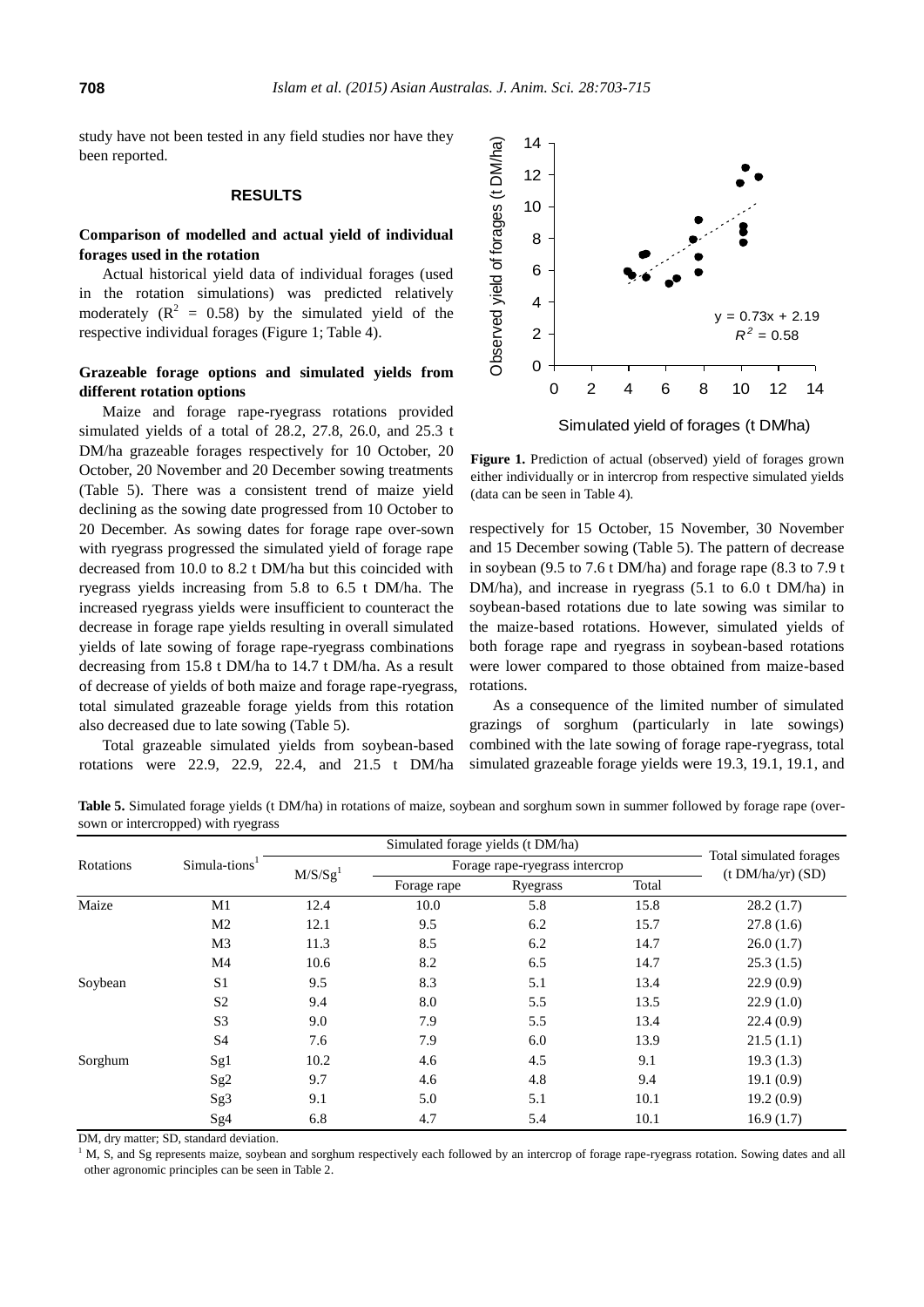study have not been tested in any field studies nor have they been reported.

## RESULTS

### Comparison of modelled and actual yield of individual forages used in the rotation

Actual historical yield data of individual forages (used in the rotation simulations) was predicted relatively moderately ($R^2$ = 0.58) by the simulated yield of the respective individual forages (Figure 1; Table 4).

### Grazeable forage options and simulated yields from different rotation options

Maize and forage rape-ryegrass rotations provided simulated yields of a total of 28.2, 27.8, 26.0, and 25.3 t DM/ha grazeable forages respectively for 10 October, 20 October, 20 November and 20 December sowing treatments (Table 5). There was a consistent trend of maize yield declining as the sowing date progressed from 10 October to 20 December. As sowing dates for forage rape over-sown with ryegrass progressed the simulated yield of forage rape decreased from 10.0 to 8.2 t DM/ha but this coincided with ryegrass yields increasing from 5.8 to 6.5 t DM/ha. The increased ryegrass yields were insufficient to counteract the decrease in forage rape yields resulting in overall simulated yields of late sowing of forage rape-ryegrass combinations decreasing from 15.8 t DM/ha to 14.7 t DM/ha. As a result of decrease of yields of both maize and forage rape-ryegrass, total simulated grazeable forage yields from this rotation also decreased due to late sowing (Table 5).

Total grazeable simulated yields from soybean-based rotations were 22.9, 22.9, 22.4, and 21.5 t DM/ha respectively for 15 October, 15 November, 30 November and 15 December sowing (Table 5). The pattern of decrease in soybean (9.5 to 7.6 t DM/ha) and forage rape (8.3 to 7.9 t DM/ha), and increase in ryegrass (5.1 to 6.0 t DM/ha) in soybean-based rotations due to late sowing was similar to the maize-based rotations. However, simulated yields of both forage rape and ryegrass in soybean-based rotations were lower compared to those obtained from maize-based rotations.

As a consequence of the limited number of simulated grazings of sorghum (particularly in late sowings) combined with the late sowing of forage rape-ryegrass, total simulated grazeable forage yields were 19.3, 19.1, 19.1, and

**Figure 1.** Prediction of actual (observed) yield of forages grown either individually or in intercrop from respective simulated yields (data can be seen in Table 4).

**Table 5.** Simulated forage yields (t DM/ha) in rotations of maize, soybean and sorghum sown in summer followed by forage rape (over-sown or intercropped) with ryegrass

| Rotations | Simula-tions[1] | Simulated forage yields (t DM/ha) | | | | Total simulated forages (t DM/ha/yr) (SD) |
|---|---|---|---|---|---|---|
| | | M/S/Sg[1] | Forage rape-ryegrass intercrop | | | |
| | | | Forage rape | Ryegrass | Total | |
| Maize | M1 | 12.4 | 10.0 | 5.8 | 15.8 | 28.2 (1.7) |
| | M2 | 12.1 | 9.5 | 6.2 | 15.7 | 27.8 (1.6) |
| | M3 | 11.3 | 8.5 | 6.2 | 14.7 | 26.0 (1.7) |
| | M4 | 10.6 | 8.2 | 6.5 | 14.7 | 25.3 (1.5) |
| Soybean | S1 | 9.5 | 8.3 | 5.1 | 13.4 | 22.9 (0.9) |
| | S2 | 9.4 | 8.0 | 5.5 | 13.5 | 22.9 (1.0) |
| | S3 | 9.0 | 7.9 | 5.5 | 13.4 | 22.4 (0.9) |
| | S4 | 7.6 | 7.9 | 6.0 | 13.9 | 21.5 (1.1) |
| Sorghum | Sg1 | 10.2 | 4.6 | 4.5 | 9.1 | 19.3 (1.3) |
| | Sg2 | 9.7 | 4.6 | 4.8 | 9.4 | 19.1 (0.9) |
| | Sg3 | 9.1 | 5.0 | 5.1 | 10.1 | 19.2 (0.9) |
| | Sg4 | 6.8 | 4.7 | 5.4 | 10.1 | 16.9 (1.7) |

DM, dry matter; SD, standard deviation.

[1] M, S, and Sg represents maize, soybean and sorghum respectively each followed by an intercrop of forage rape-ryegrass rotation. Sowing dates and all other agronomic principles can be seen in Table 2.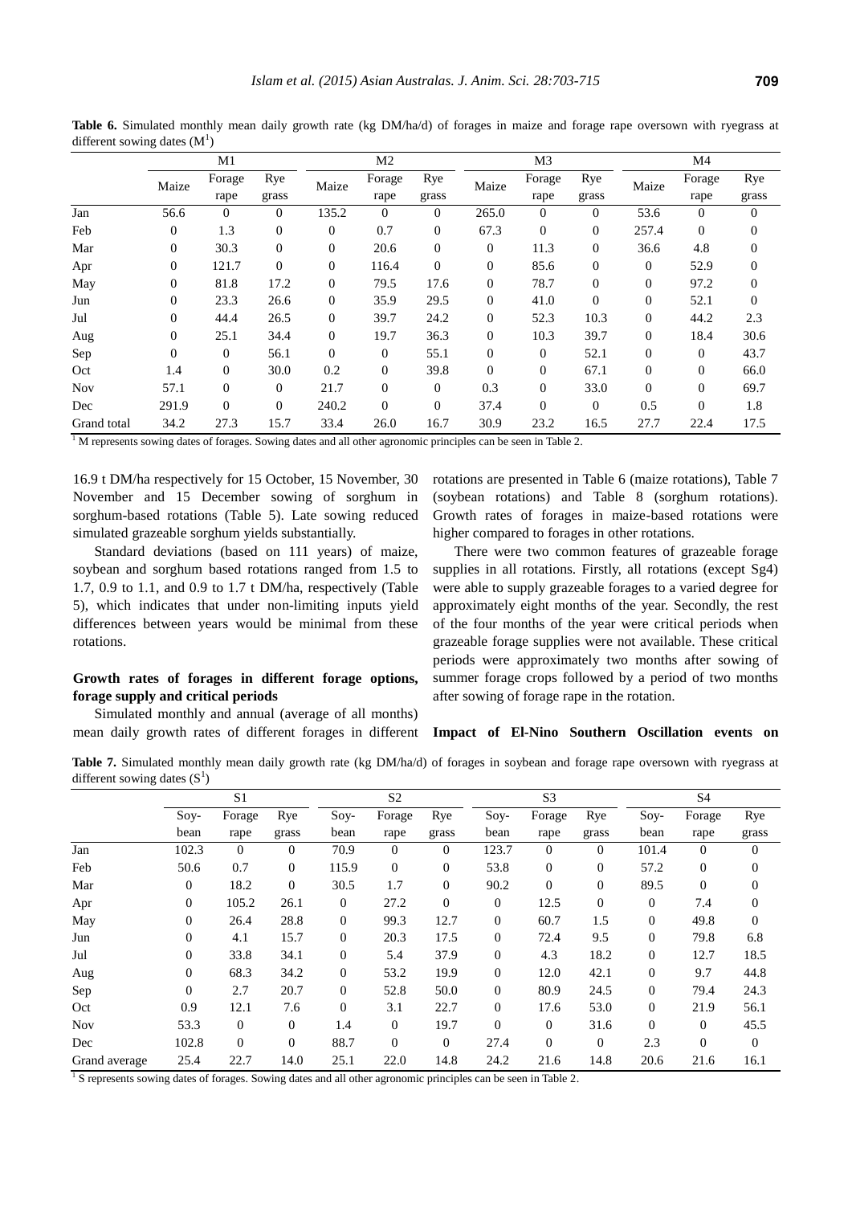**Table 6.** Simulated monthly mean daily growth rate (kg DM/ha/d) of forages in maize and forage rape oversown with ryegrass at different sowing dates (M[1])

| | M1 | | | M2 | | | M3 | | | M4 | | |
|---|---|---|---|---|---|---|---|---|---|---|---|---|
| | Maize | Forage rape | Rye grass | Maize | Forage rape | Rye grass | Maize | Forage rape | Rye grass | Maize | Forage rape | Rye grass |
| Jan | 56.6 | 0 | 0 | 135.2 | 0 | 0 | 265.0 | 0 | 0 | 53.6 | 0 | 0 |
| Feb | 0 | 1.3 | 0 | 0 | 0.7 | 0 | 67.3 | 0 | 0 | 257.4 | 0 | 0 |
| Mar | 0 | 30.3 | 0 | 0 | 20.6 | 0 | 0 | 11.3 | 0 | 36.6 | 4.8 | 0 |
| Apr | 0 | 121.7 | 0 | 0 | 116.4 | 0 | 0 | 85.6 | 0 | 0 | 52.9 | 0 |
| May | 0 | 81.8 | 17.2 | 0 | 79.5 | 17.6 | 0 | 78.7 | 0 | 0 | 97.2 | 0 |
| Jun | 0 | 23.3 | 26.6 | 0 | 35.9 | 29.5 | 0 | 41.0 | 0 | 0 | 52.1 | 0 |
| Jul | 0 | 44.4 | 26.5 | 0 | 39.7 | 24.2 | 0 | 52.3 | 10.3 | 0 | 44.2 | 2.3 |
| Aug | 0 | 25.1 | 34.4 | 0 | 19.7 | 36.3 | 0 | 10.3 | 39.7 | 0 | 18.4 | 30.6 |
| Sep | 0 | 0 | 56.1 | 0 | 0 | 55.1 | 0 | 0 | 52.1 | 0 | 0 | 43.7 |
| Oct | 1.4 | 0 | 30.0 | 0.2 | 0 | 39.8 | 0 | 0 | 67.1 | 0 | 0 | 66.0 |
| Nov | 57.1 | 0 | 0 | 21.7 | 0 | 0 | 0.3 | 0 | 33.0 | 0 | 0 | 69.7 |
| Dec | 291.9 | 0 | 0 | 240.2 | 0 | 0 | 37.4 | 0 | 0 | 0.5 | 0 | 1.8 |
| Grand total | 34.2 | 27.3 | 15.7 | 33.4 | 26.0 | 16.7 | 30.9 | 23.2 | 16.5 | 27.7 | 22.4 | 17.5 |

[1] M represents sowing dates of forages. Sowing dates and all other agronomic principles can be seen in Table 2.

16.9 t DM/ha respectively for 15 October, 15 November, 30 November and 15 December sowing of sorghum in sorghum-based rotations (Table 5). Late sowing reduced simulated grazeable sorghum yields substantially.

Standard deviations (based on 111 years) of maize, soybean and sorghum based rotations ranged from 1.5 to 1.7, 0.9 to 1.1, and 0.9 to 1.7 t DM/ha, respectively (Table 5), which indicates that under non-limiting inputs yield differences between years would be minimal from these rotations.

**Growth rates of forages in different forage options, forage supply and critical periods**

Simulated monthly and annual (average of all months) mean daily growth rates of different forages in different rotations are presented in Table 6 (maize rotations), Table 7 (soybean rotations) and Table 8 (sorghum rotations). Growth rates of forages in maize-based rotations were higher compared to forages in other rotations.

There were two common features of grazeable forage supplies in all rotations. Firstly, all rotations (except Sg4) were able to supply grazeable forages to a varied degree for approximately eight months of the year. Secondly, the rest of the four months of the year were critical periods when grazeable forage supplies were not available. These critical periods were approximately two months after sowing of summer forage crops followed by a period of two months after sowing of forage rape in the rotation.

**Impact of El-Nino Southern Oscillation events on**

**Table 7.** Simulated monthly mean daily growth rate (kg DM/ha/d) of forages in soybean and forage rape oversown with ryegrass at different sowing dates (S[1])

| | S1 | | | S2 | | | S3 | | | S4 | | |
|---|---|---|---|---|---|---|---|---|---|---|---|---|
| | Soy-bean | Forage rape | Rye grass | Soy-bean | Forage rape | Rye grass | Soy-bean | Forage rape | Rye grass | Soy-bean | Forage rape | Rye grass |
| Jan | 102.3 | 0 | 0 | 70.9 | 0 | 0 | 123.7 | 0 | 0 | 101.4 | 0 | 0 |
| Feb | 50.6 | 0.7 | 0 | 115.9 | 0 | 0 | 53.8 | 0 | 0 | 57.2 | 0 | 0 |
| Mar | 0 | 18.2 | 0 | 30.5 | 1.7 | 0 | 90.2 | 0 | 0 | 89.5 | 0 | 0 |
| Apr | 0 | 105.2 | 26.1 | 0 | 27.2 | 0 | 0 | 12.5 | 0 | 0 | 7.4 | 0 |
| May | 0 | 26.4 | 28.8 | 0 | 99.3 | 12.7 | 0 | 60.7 | 1.5 | 0 | 49.8 | 0 |
| Jun | 0 | 4.1 | 15.7 | 0 | 20.3 | 17.5 | 0 | 72.4 | 9.5 | 0 | 79.8 | 6.8 |
| Jul | 0 | 33.8 | 34.1 | 0 | 5.4 | 37.9 | 0 | 4.3 | 18.2 | 0 | 12.7 | 18.5 |
| Aug | 0 | 68.3 | 34.2 | 0 | 53.2 | 19.9 | 0 | 12.0 | 42.1 | 0 | 9.7 | 44.8 |
| Sep | 0 | 2.7 | 20.7 | 0 | 52.8 | 50.0 | 0 | 80.9 | 24.5 | 0 | 79.4 | 24.3 |
| Oct | 0.9 | 12.1 | 7.6 | 0 | 3.1 | 22.7 | 0 | 17.6 | 53.0 | 0 | 21.9 | 56.1 |
| Nov | 53.3 | 0 | 0 | 1.4 | 0 | 19.7 | 0 | 0 | 31.6 | 0 | 0 | 45.5 |
| Dec | 102.8 | 0 | 0 | 88.7 | 0 | 0 | 27.4 | 0 | 0 | 2.3 | 0 | 0 |
| Grand average | 25.4 | 22.7 | 14.0 | 25.1 | 22.0 | 14.8 | 24.2 | 21.6 | 14.8 | 20.6 | 21.6 | 16.1 |

[1] S represents sowing dates of forages. Sowing dates and all other agronomic principles can be seen in Table 2.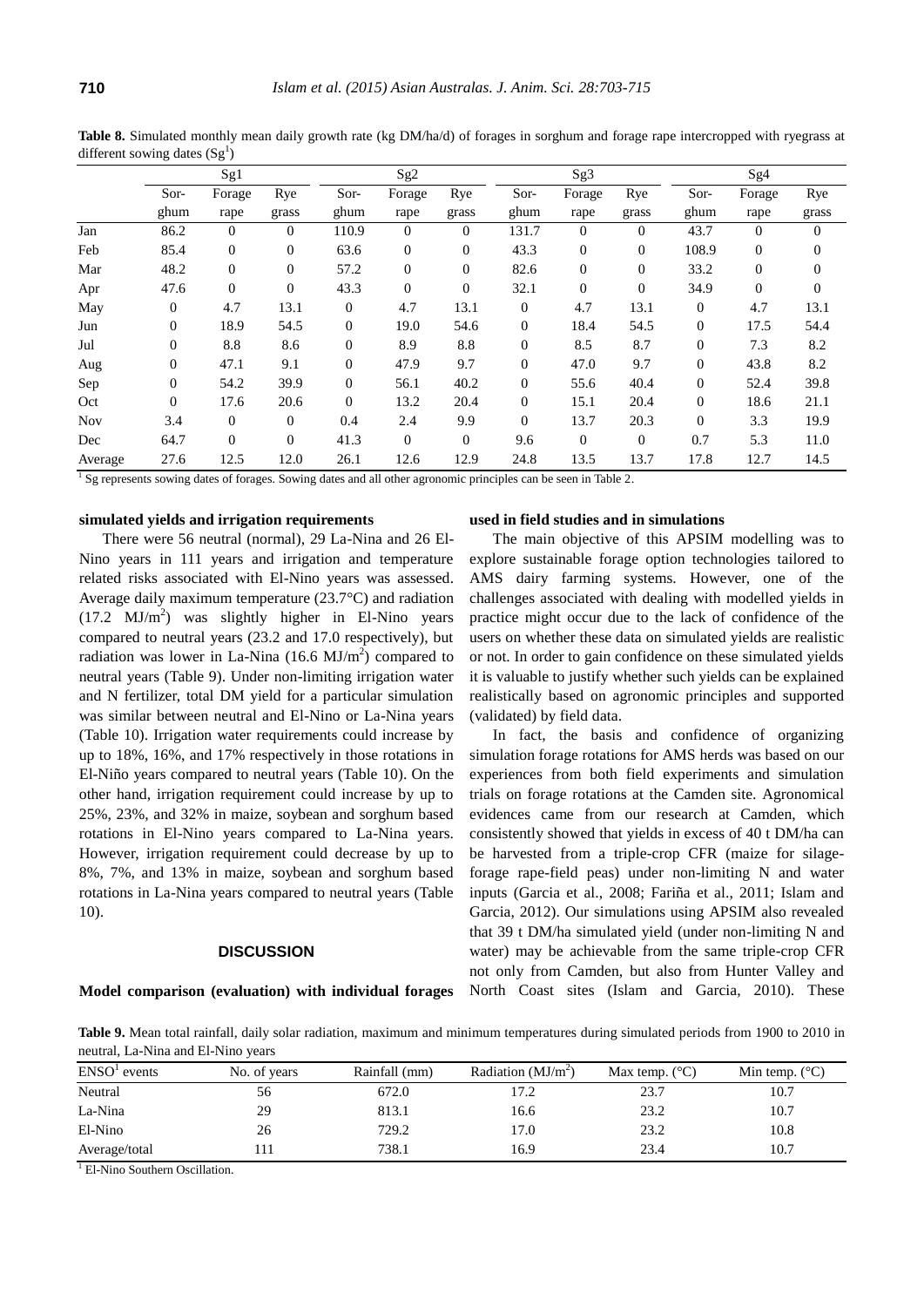**Table 8.** Simulated monthly mean daily growth rate (kg DM/ha/d) of forages in sorghum and forage rape intercropped with ryegrass at different sowing dates (Sg[1])

| | Sg1 | | | Sg2 | | | Sg3 | | | Sg4 | | |
|---|---|---|---|---|---|---|---|---|---|---|---|---|
| | Sorghum | Forage rape | Ryegrass | Sorghum | Forage rape | Ryegrass | Sorghum | Forage rape | Ryegrass | Sorghum | Forage rape | Ryegrass |
| Jan | 86.2 | 0 | 0 | 110.9 | 0 | 0 | 131.7 | 0 | 0 | 43.7 | 0 | 0 |
| Feb | 85.4 | 0 | 0 | 63.6 | 0 | 0 | 43.3 | 0 | 0 | 108.9 | 0 | 0 |
| Mar | 48.2 | 0 | 0 | 57.2 | 0 | 0 | 82.6 | 0 | 0 | 33.2 | 0 | 0 |
| Apr | 47.6 | 0 | 0 | 43.3 | 0 | 0 | 32.1 | 0 | 0 | 34.9 | 0 | 0 |
| May | 0 | 4.7 | 13.1 | 0 | 4.7 | 13.1 | 0 | 4.7 | 13.1 | 0 | 4.7 | 13.1 |
| Jun | 0 | 18.9 | 54.5 | 0 | 19.0 | 54.6 | 0 | 18.4 | 54.5 | 0 | 17.5 | 54.4 |
| Jul | 0 | 8.8 | 8.6 | 0 | 8.9 | 8.8 | 0 | 8.5 | 8.7 | 0 | 7.3 | 8.2 |
| Aug | 0 | 47.1 | 9.1 | 0 | 47.9 | 9.7 | 0 | 47.0 | 9.7 | 0 | 43.8 | 8.2 |
| Sep | 0 | 54.2 | 39.9 | 0 | 56.1 | 40.2 | 0 | 55.6 | 40.4 | 0 | 52.4 | 39.8 |
| Oct | 0 | 17.6 | 20.6 | 0 | 13.2 | 20.4 | 0 | 15.1 | 20.4 | 0 | 18.6 | 21.1 |
| Nov | 3.4 | 0 | 0 | 0.4 | 2.4 | 9.9 | 0 | 13.7 | 20.3 | 0 | 3.3 | 19.9 |
| Dec | 64.7 | 0 | 0 | 41.3 | 0 | 0 | 9.6 | 0 | 0 | 0.7 | 5.3 | 11.0 |
| Average | 27.6 | 12.5 | 12.0 | 26.1 | 12.6 | 12.9 | 24.8 | 13.5 | 13.7 | 17.8 | 12.7 | 14.5 |

[1] Sg represents sowing dates of forages. Sowing dates and all other agronomic principles can be seen in Table 2.

**simulated yields and irrigation requirements**

There were 56 neutral (normal), 29 La-Nina and 26 El-Nino years in 111 years and irrigation and temperature related risks associated with El-Nino years was assessed. Average daily maximum temperature (23.7°C) and radiation (17.2 MJ/m$^2$) was slightly higher in El-Nino years compared to neutral years (23.2 and 17.0 respectively), but radiation was lower in La-Nina (16.6 MJ/m$^2$) compared to neutral years (Table 9). Under non-limiting irrigation water and N fertilizer, total DM yield for a particular simulation was similar between neutral and El-Nino or La-Nina years (Table 10). Irrigation water requirements could increase by up to 18%, 16%, and 17% respectively in those rotations in El-Niño years compared to neutral years (Table 10). On the other hand, irrigation requirement could increase by up to 25%, 23%, and 32% in maize, soybean and sorghum based rotations in El-Nino years compared to La-Nina years. However, irrigation requirement could decrease by up to 8%, 7%, and 13% in maize, soybean and sorghum based rotations in La-Nina years compared to neutral years (Table 10).

## DISCUSSION

**Model comparison (evaluation) with individual forages used in field studies and in simulations**

The main objective of this APSIM modelling was to explore sustainable forage option technologies tailored to AMS dairy farming systems. However, one of the challenges associated with dealing with modelled yields in practice might occur due to the lack of confidence of the users on whether these data on simulated yields are realistic or not. In order to gain confidence on these simulated yields it is valuable to justify whether such yields can be explained realistically based on agronomic principles and supported (validated) by field data.

In fact, the basis and confidence of organizing simulation forage rotations for AMS herds was based on our experiences from both field experiments and simulation trials on forage rotations at the Camden site. Agronomical evidences came from our research at Camden, which consistently showed that yields in excess of 40 t DM/ha can be harvested from a triple-crop CFR (maize for silage-forage rape-field peas) under non-limiting N and water inputs (Garcia et al., 2008; Fariña et al., 2011; Islam and Garcia, 2012). Our simulations using APSIM also revealed that 39 t DM/ha simulated yield (under non-limiting N and water) may be achievable from the same triple-crop CFR not only from Camden, but also from Hunter Valley and North Coast sites (Islam and Garcia, 2010). These

**Table 9.** Mean total rainfall, daily solar radiation, maximum and minimum temperatures during simulated periods from 1900 to 2010 in neutral, La-Nina and El-Nino years

| ENSO[1] events | No. of years | Rainfall (mm) | Radiation (MJ/m$^2$) | Max temp. (°C) | Min temp. (°C) |
|---|---|---|---|---|---|
| Neutral | 56 | 672.0 | 17.2 | 23.7 | 10.7 |
| La-Nina | 29 | 813.1 | 16.6 | 23.2 | 10.7 |
| El-Nino | 26 | 729.2 | 17.0 | 23.2 | 10.8 |
| Average/total | 111 | 738.1 | 16.9 | 23.4 | 10.7 |

[1] El-Nino Southern Oscillation.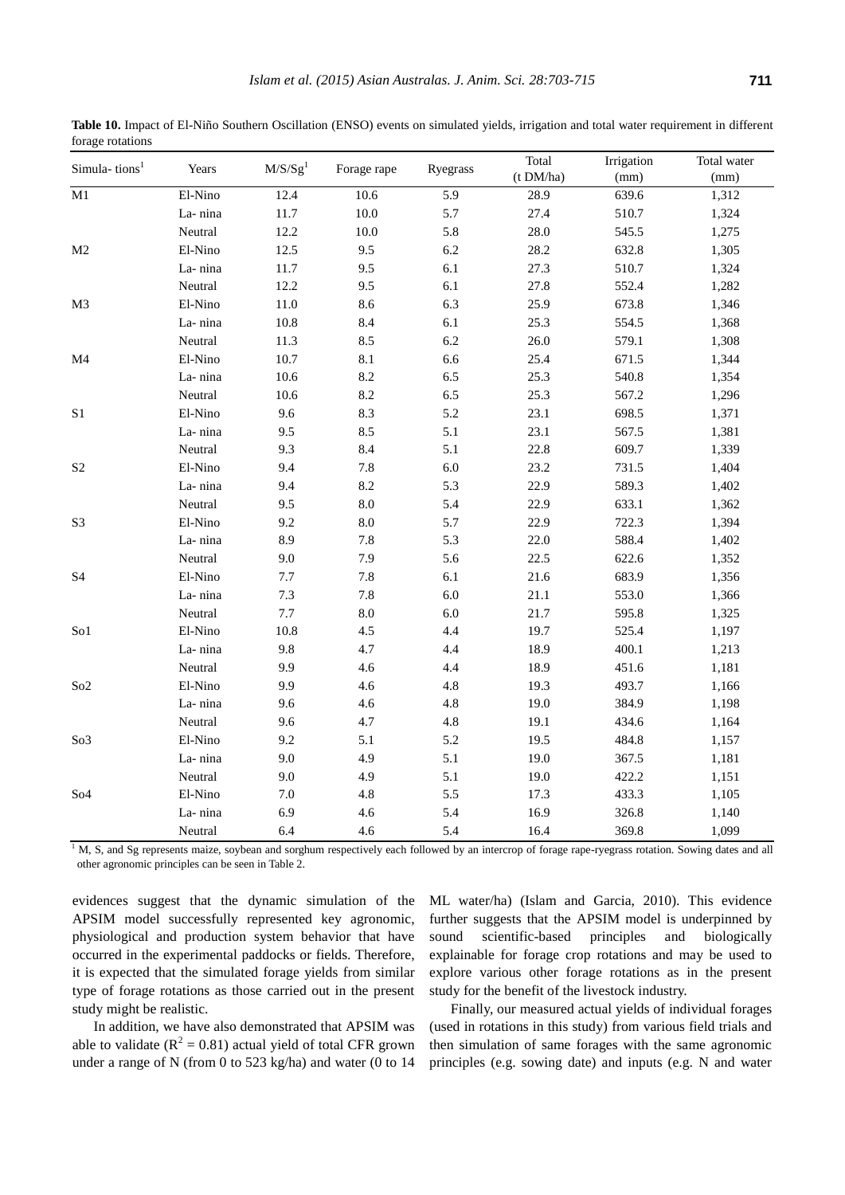**Table 10.** Impact of El-Niño Southern Oscillation (ENSO) events on simulated yields, irrigation and total water requirement in different forage rotations

| Simula- tions[1] | Years | M/S/Sg[1] | Forage rape | Ryegrass | Total (t DM/ha) | Irrigation (mm) | Total water (mm) |
|---|---|---|---|---|---|---|---|
| M1 | El-Nino | 12.4 | 10.6 | 5.9 | 28.9 | 639.6 | 1,312 |
| | La- nina | 11.7 | 10.0 | 5.7 | 27.4 | 510.7 | 1,324 |
| | Neutral | 12.2 | 10.0 | 5.8 | 28.0 | 545.5 | 1,275 |
| M2 | El-Nino | 12.5 | 9.5 | 6.2 | 28.2 | 632.8 | 1,305 |
| | La- nina | 11.7 | 9.5 | 6.1 | 27.3 | 510.7 | 1,324 |
| | Neutral | 12.2 | 9.5 | 6.1 | 27.8 | 552.4 | 1,282 |
| M3 | El-Nino | 11.0 | 8.6 | 6.3 | 25.9 | 673.8 | 1,346 |
| | La- nina | 10.8 | 8.4 | 6.1 | 25.3 | 554.5 | 1,368 |
| | Neutral | 11.3 | 8.5 | 6.2 | 26.0 | 579.1 | 1,308 |
| M4 | El-Nino | 10.7 | 8.1 | 6.6 | 25.4 | 671.5 | 1,344 |
| | La- nina | 10.6 | 8.2 | 6.5 | 25.3 | 540.8 | 1,354 |
| | Neutral | 10.6 | 8.2 | 6.5 | 25.3 | 567.2 | 1,296 |
| S1 | El-Nino | 9.6 | 8.3 | 5.2 | 23.1 | 698.5 | 1,371 |
| | La- nina | 9.5 | 8.5 | 5.1 | 23.1 | 567.5 | 1,381 |
| | Neutral | 9.3 | 8.4 | 5.1 | 22.8 | 609.7 | 1,339 |
| S2 | El-Nino | 9.4 | 7.8 | 6.0 | 23.2 | 731.5 | 1,404 |
| | La- nina | 9.4 | 8.2 | 5.3 | 22.9 | 589.3 | 1,402 |
| | Neutral | 9.5 | 8.0 | 5.4 | 22.9 | 633.1 | 1,362 |
| S3 | El-Nino | 9.2 | 8.0 | 5.7 | 22.9 | 722.3 | 1,394 |
| | La- nina | 8.9 | 7.8 | 5.3 | 22.0 | 588.4 | 1,402 |
| | Neutral | 9.0 | 7.9 | 5.6 | 22.5 | 622.6 | 1,352 |
| S4 | El-Nino | 7.7 | 7.8 | 6.1 | 21.6 | 683.9 | 1,356 |
| | La- nina | 7.3 | 7.8 | 6.0 | 21.1 | 553.0 | 1,366 |
| | Neutral | 7.7 | 8.0 | 6.0 | 21.7 | 595.8 | 1,325 |
| So1 | El-Nino | 10.8 | 4.5 | 4.4 | 19.7 | 525.4 | 1,197 |
| | La- nina | 9.8 | 4.7 | 4.4 | 18.9 | 400.1 | 1,213 |
| | Neutral | 9.9 | 4.6 | 4.4 | 18.9 | 451.6 | 1,181 |
| So2 | El-Nino | 9.9 | 4.6 | 4.8 | 19.3 | 493.7 | 1,166 |
| | La- nina | 9.6 | 4.6 | 4.8 | 19.0 | 384.9 | 1,198 |
| | Neutral | 9.6 | 4.7 | 4.8 | 19.1 | 434.6 | 1,164 |
| So3 | El-Nino | 9.2 | 5.1 | 5.2 | 19.5 | 484.8 | 1,157 |
| | La- nina | 9.0 | 4.9 | 5.1 | 19.0 | 367.5 | 1,181 |
| | Neutral | 9.0 | 4.9 | 5.1 | 19.0 | 422.2 | 1,151 |
| So4 | El-Nino | 7.0 | 4.8 | 5.5 | 17.3 | 433.3 | 1,105 |
| | La- nina | 6.9 | 4.6 | 5.4 | 16.9 | 326.8 | 1,140 |
| | Neutral | 6.4 | 4.6 | 5.4 | 16.4 | 369.8 | 1,099 |

[1] M, S, and Sg represents maize, soybean and sorghum respectively each followed by an intercrop of forage rape-ryegrass rotation. Sowing dates and all other agronomic principles can be seen in Table 2.

evidences suggest that the dynamic simulation of the APSIM model successfully represented key agronomic, physiological and production system behavior that have occurred in the experimental paddocks or fields. Therefore, it is expected that the simulated forage yields from similar type of forage rotations as those carried out in the present study might be realistic.

In addition, we have also demonstrated that APSIM was able to validate ($R^2 = 0.81$) actual yield of total CFR grown under a range of N (from 0 to 523 kg/ha) and water (0 to 14 ML water/ha) (Islam and Garcia, 2010). This evidence further suggests that the APSIM model is underpinned by sound scientific-based principles and biologically explainable for forage crop rotations and may be used to explore various other forage rotations as in the present study for the benefit of the livestock industry.

Finally, our measured actual yields of individual forages (used in rotations in this study) from various field trials and then simulation of same forages with the same agronomic principles (e.g. sowing date) and inputs (e.g. N and water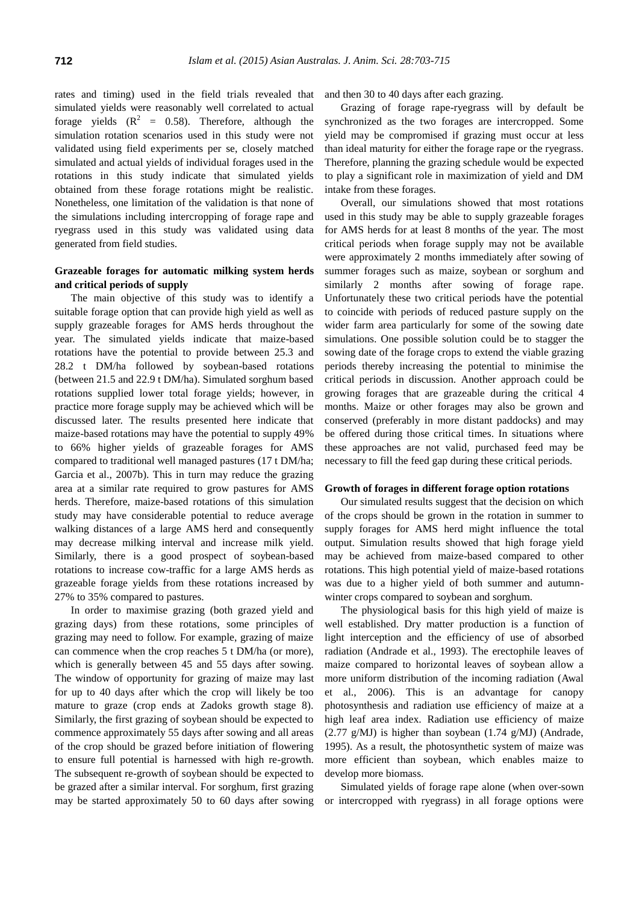rates and timing) used in the field trials revealed that simulated yields were reasonably well correlated to actual forage yields ($R^2$ = 0.58). Therefore, although the simulation rotation scenarios used in this study were not validated using field experiments per se, closely matched simulated and actual yields of individual forages used in the rotations in this study indicate that simulated yields obtained from these forage rotations might be realistic. Nonetheless, one limitation of the validation is that none of the simulations including intercropping of forage rape and ryegrass used in this study was validated using data generated from field studies.

**Grazeable forages for automatic milking system herds and critical periods of supply**

The main objective of this study was to identify a suitable forage option that can provide high yield as well as supply grazeable forages for AMS herds throughout the year. The simulated yields indicate that maize-based rotations have the potential to provide between 25.3 and 28.2 t DM/ha followed by soybean-based rotations (between 21.5 and 22.9 t DM/ha). Simulated sorghum based rotations supplied lower total forage yields; however, in practice more forage supply may be achieved which will be discussed later. The results presented here indicate that maize-based rotations may have the potential to supply 49% to 66% higher yields of grazeable forages for AMS compared to traditional well managed pastures (17 t DM/ha; Garcia et al., 2007b). This in turn may reduce the grazing area at a similar rate required to grow pastures for AMS herds. Therefore, maize-based rotations of this simulation study may have considerable potential to reduce average walking distances of a large AMS herd and consequently may decrease milking interval and increase milk yield. Similarly, there is a good prospect of soybean-based rotations to increase cow-traffic for a large AMS herds as grazeable forage yields from these rotations increased by 27% to 35% compared to pastures.

In order to maximise grazing (both grazed yield and grazing days) from these rotations, some principles of grazing may need to follow. For example, grazing of maize can commence when the crop reaches 5 t DM/ha (or more), which is generally between 45 and 55 days after sowing. The window of opportunity for grazing of maize may last for up to 40 days after which the crop will likely be too mature to graze (crop ends at Zadoks growth stage 8). Similarly, the first grazing of soybean should be expected to commence approximately 55 days after sowing and all areas of the crop should be grazed before initiation of flowering to ensure full potential is harnessed with high re-growth. The subsequent re-growth of soybean should be expected to be grazed after a similar interval. For sorghum, first grazing may be started approximately 50 to 60 days after sowing and then 30 to 40 days after each grazing.

Grazing of forage rape-ryegrass will by default be synchronized as the two forages are intercropped. Some yield may be compromised if grazing must occur at less than ideal maturity for either the forage rape or the ryegrass. Therefore, planning the grazing schedule would be expected to play a significant role in maximization of yield and DM intake from these forages.

Overall, our simulations showed that most rotations used in this study may be able to supply grazeable forages for AMS herds for at least 8 months of the year. The most critical periods when forage supply may not be available were approximately 2 months immediately after sowing of summer forages such as maize, soybean or sorghum and similarly 2 months after sowing of forage rape. Unfortunately these two critical periods have the potential to coincide with periods of reduced pasture supply on the wider farm area particularly for some of the sowing date simulations. One possible solution could be to stagger the sowing date of the forage crops to extend the viable grazing periods thereby increasing the potential to minimise the critical periods in discussion. Another approach could be growing forages that are grazeable during the critical 4 months. Maize or other forages may also be grown and conserved (preferably in more distant paddocks) and may be offered during those critical times. In situations where these approaches are not valid, purchased feed may be necessary to fill the feed gap during these critical periods.

**Growth of forages in different forage option rotations**

Our simulated results suggest that the decision on which of the crops should be grown in the rotation in summer to supply forages for AMS herd might influence the total output. Simulation results showed that high forage yield may be achieved from maize-based compared to other rotations. This high potential yield of maize-based rotations was due to a higher yield of both summer and autumn-winter crops compared to soybean and sorghum.

The physiological basis for this high yield of maize is well established. Dry matter production is a function of light interception and the efficiency of use of absorbed radiation (Andrade et al., 1993). The erectophile leaves of maize compared to horizontal leaves of soybean allow a more uniform distribution of the incoming radiation (Awal et al., 2006). This is an advantage for canopy photosynthesis and radiation use efficiency of maize at a high leaf area index. Radiation use efficiency of maize (2.77 g/MJ) is higher than soybean (1.74 g/MJ) (Andrade, 1995). As a result, the photosynthetic system of maize was more efficient than soybean, which enables maize to develop more biomass.

Simulated yields of forage rape alone (when over-sown or intercropped with ryegrass) in all forage options were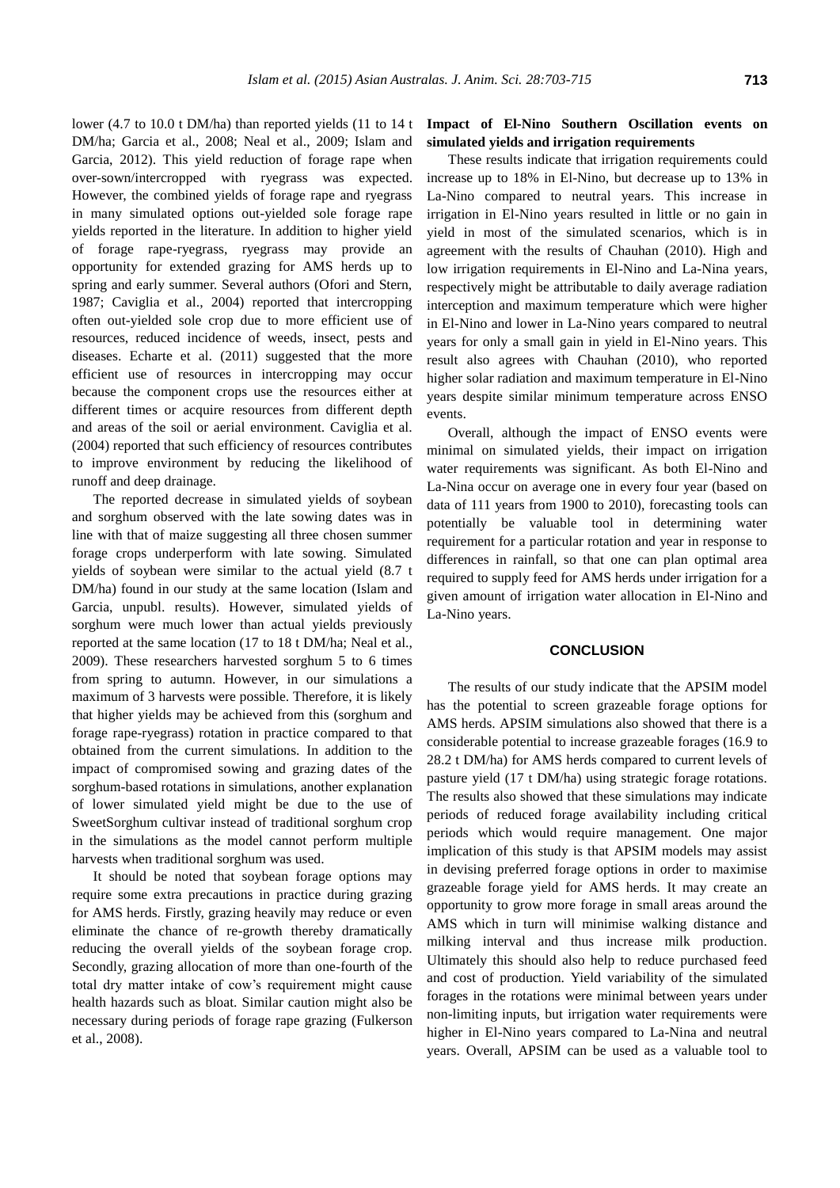lower (4.7 to 10.0 t DM/ha) than reported yields (11 to 14 t DM/ha; Garcia et al., 2008; Neal et al., 2009; Islam and Garcia, 2012). This yield reduction of forage rape when over-sown/intercropped with ryegrass was expected. However, the combined yields of forage rape and ryegrass in many simulated options out-yielded sole forage rape yields reported in the literature. In addition to higher yield of forage rape-ryegrass, ryegrass may provide an opportunity for extended grazing for AMS herds up to spring and early summer. Several authors (Ofori and Stern, 1987; Caviglia et al., 2004) reported that intercropping often out-yielded sole crop due to more efficient use of resources, reduced incidence of weeds, insect, pests and diseases. Echarte et al. (2011) suggested that the more efficient use of resources in intercropping may occur because the component crops use the resources either at different times or acquire resources from different depth and areas of the soil or aerial environment. Caviglia et al. (2004) reported that such efficiency of resources contributes to improve environment by reducing the likelihood of runoff and deep drainage.

The reported decrease in simulated yields of soybean and sorghum observed with the late sowing dates was in line with that of maize suggesting all three chosen summer forage crops underperform with late sowing. Simulated yields of soybean were similar to the actual yield (8.7 t DM/ha) found in our study at the same location (Islam and Garcia, unpubl. results). However, simulated yields of sorghum were much lower than actual yields previously reported at the same location (17 to 18 t DM/ha; Neal et al., 2009). These researchers harvested sorghum 5 to 6 times from spring to autumn. However, in our simulations a maximum of 3 harvests were possible. Therefore, it is likely that higher yields may be achieved from this (sorghum and forage rape-ryegrass) rotation in practice compared to that obtained from the current simulations. In addition to the impact of compromised sowing and grazing dates of the sorghum-based rotations in simulations, another explanation of lower simulated yield might be due to the use of SweetSorghum cultivar instead of traditional sorghum crop in the simulations as the model cannot perform multiple harvests when traditional sorghum was used.

It should be noted that soybean forage options may require some extra precautions in practice during grazing for AMS herds. Firstly, grazing heavily may reduce or even eliminate the chance of re-growth thereby dramatically reducing the overall yields of the soybean forage crop. Secondly, grazing allocation of more than one-fourth of the total dry matter intake of cow's requirement might cause health hazards such as bloat. Similar caution might also be necessary during periods of forage rape grazing (Fulkerson et al., 2008).

**Impact of El-Nino Southern Oscillation events on simulated yields and irrigation requirements**

These results indicate that irrigation requirements could increase up to 18% in El-Nino, but decrease up to 13% in La-Nino compared to neutral years. This increase in irrigation in El-Nino years resulted in little or no gain in yield in most of the simulated scenarios, which is in agreement with the results of Chauhan (2010). High and low irrigation requirements in El-Nino and La-Nina years, respectively might be attributable to daily average radiation interception and maximum temperature which were higher in El-Nino and lower in La-Nino years compared to neutral years for only a small gain in yield in El-Nino years. This result also agrees with Chauhan (2010), who reported higher solar radiation and maximum temperature in El-Nino years despite similar minimum temperature across ENSO events.

Overall, although the impact of ENSO events were minimal on simulated yields, their impact on irrigation water requirements was significant. As both El-Nino and La-Nina occur on average one in every four year (based on data of 111 years from 1900 to 2010), forecasting tools can potentially be valuable tool in determining water requirement for a particular rotation and year in response to differences in rainfall, so that one can plan optimal area required to supply feed for AMS herds under irrigation for a given amount of irrigation water allocation in El-Nino and La-Nino years.

## CONCLUSION

The results of our study indicate that the APSIM model has the potential to screen grazeable forage options for AMS herds. APSIM simulations also showed that there is a considerable potential to increase grazeable forages (16.9 to 28.2 t DM/ha) for AMS herds compared to current levels of pasture yield (17 t DM/ha) using strategic forage rotations. The results also showed that these simulations may indicate periods of reduced forage availability including critical periods which would require management. One major implication of this study is that APSIM models may assist in devising preferred forage options in order to maximise grazeable forage yield for AMS herds. It may create an opportunity to grow more forage in small areas around the AMS which in turn will minimise walking distance and milking interval and thus increase milk production. Ultimately this should also help to reduce purchased feed and cost of production. Yield variability of the simulated forages in the rotations were minimal between years under non-limiting inputs, but irrigation water requirements were higher in El-Nino years compared to La-Nina and neutral years. Overall, APSIM can be used as a valuable tool to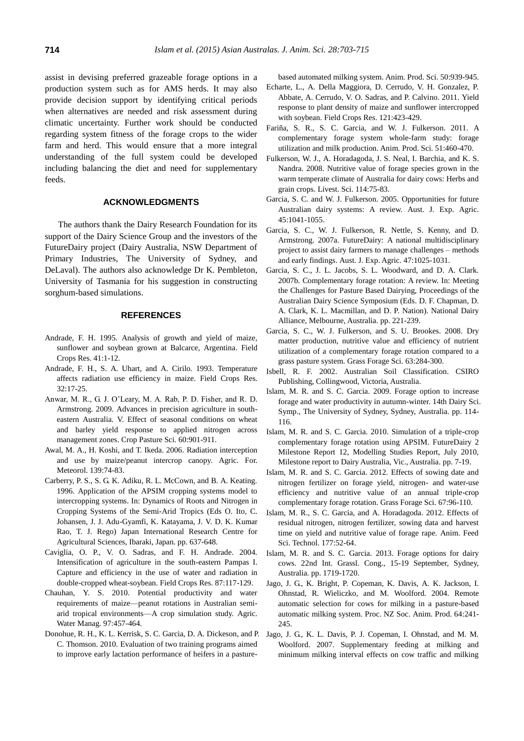assist in devising preferred grazeable forage options in a production system such as for AMS herds. It may also provide decision support by identifying critical periods when alternatives are needed and risk assessment during climatic uncertainty. Further work should be conducted regarding system fitness of the forage crops to the wider farm and herd. This would ensure that a more integral understanding of the full system could be developed including balancing the diet and need for supplementary feeds.

## ACKNOWLEDGMENTS

The authors thank the Dairy Research Foundation for its support of the Dairy Science Group and the investors of the FutureDairy project (Dairy Australia, NSW Department of Primary Industries, The University of Sydney, and DeLaval). The authors also acknowledge Dr K. Pembleton, University of Tasmania for his suggestion in constructing sorghum-based simulations.

## REFERENCES

Andrade, F. H. 1995. Analysis of growth and yield of maize, sunflower and soybean grown at Balcarce, Argentina. Field Crops Res. 41:1-12.

Andrade, F. H., S. A. Uhart, and A. Cirilo. 1993. Temperature affects radiation use efficiency in maize. Field Crops Res. 32:17-25.

Anwar, M. R., G. J. O'Leary, M. A. Rab, P. D. Fisher, and R. D. Armstrong. 2009. Advances in precision agriculture in south-eastern Australia. V. Effect of seasonal conditions on wheat and barley yield response to applied nitrogen across management zones. Crop Pasture Sci. 60:901-911.

Awal, M. A., H. Koshi, and T. Ikeda. 2006. Radiation interception and use by maize/peanut intercrop canopy. Agric. For. Meteorol. 139:74-83.

Carberry, P. S., S. G. K. Adiku, R. L. McCown, and B. A. Keating. 1996. Application of the APSIM cropping systems model to intercropping systems. In: Dynamics of Roots and Nitrogen in Cropping Systems of the Semi-Arid Tropics (Eds O. Ito, C. Johansen, J. J. Adu-Gyamfi, K. Katayama, J. V. D. K. Kumar Rao, T. J. Rego) Japan International Research Centre for Agricultural Sciences, Ibaraki, Japan. pp. 637-648.

Caviglia, O. P., V. O. Sadras, and F. H. Andrade. 2004. Intensification of agriculture in the south-eastern Pampas I. Capture and efficiency in the use of water and radiation in double-cropped wheat-soybean. Field Crops Res. 87:117-129.

Chauhan, Y. S. 2010. Potential productivity and water requirements of maize—peanut rotations in Australian semi-arid tropical environments—A crop simulation study. Agric. Water Manag. 97:457-464.

Donohue, R. H., K. L. Kerrisk, S. C. Garcia, D. A. Dickeson, and P. C. Thomson. 2010. Evaluation of two training programs aimed to improve early lactation performance of heifers in a pasture-based automated milking system. Anim. Prod. Sci. 50:939-945.

Echarte, L., A. Della Maggiora, D. Cerrudo, V. H. Gonzalez, P. Abbate, A. Cerrudo, V. O. Sadras, and P. Calvino. 2011. Yield response to plant density of maize and sunflower intercropped with soybean. Field Crops Res. 121:423-429.

Fariña, S. R., S. C. Garcia, and W. J. Fulkerson. 2011. A complementary forage system whole-farm study: forage utilization and milk production. Anim. Prod. Sci. 51:460-470.

Fulkerson, W. J., A. Horadagoda, J. S. Neal, I. Barchia, and K. S. Nandra. 2008. Nutritive value of forage species grown in the warm temperate climate of Australia for dairy cows: Herbs and grain crops. Livest. Sci. 114:75-83.

Garcia, S. C. and W. J. Fulkerson. 2005. Opportunities for future Australian dairy systems: A review. Aust. J. Exp. Agric. 45:1041-1055.

Garcia, S. C., W. J. Fulkerson, R. Nettle, S. Kenny, and D. Armstrong. 2007a. FutureDairy: A national multidisciplinary project to assist dairy farmers to manage challenges – methods and early findings. Aust. J. Exp. Agric. 47:1025-1031.

Garcia, S. C., J. L. Jacobs, S. L. Woodward, and D. A. Clark. 2007b. Complementary forage rotation: A review. In: Meeting the Challenges for Pasture Based Dairying, Proceedings of the Australian Dairy Science Symposium (Eds. D. F. Chapman, D. A. Clark, K. L. Macmillan, and D. P. Nation). National Dairy Alliance, Melbourne, Australia. pp. 221-239.

Garcia, S. C., W. J. Fulkerson, and S. U. Brookes. 2008. Dry matter production, nutritive value and efficiency of nutrient utilization of a complementary forage rotation compared to a grass pasture system. Grass Forage Sci. 63:284-300.

Isbell, R. F. 2002. Australian Soil Classification. CSIRO Publishing, Collingwood, Victoria, Australia.

Islam, M. R. and S. C. Garcia. 2009. Forage option to increase forage and water productivity in autumn-winter. 14th Dairy Sci. Symp., The University of Sydney, Sydney, Australia. pp. 114-116.

Islam, M. R. and S. C. Garcia. 2010. Simulation of a triple-crop complementary forage rotation using APSIM. FutureDairy 2 Milestone Report 12, Modelling Studies Report, July 2010, Milestone report to Dairy Australia, Vic., Australia. pp. 7-19.

Islam, M. R. and S. C. Garcia. 2012. Effects of sowing date and nitrogen fertilizer on forage yield, nitrogen- and water-use efficiency and nutritive value of an annual triple-crop complementary forage rotation. Grass Forage Sci. 67:96-110.

Islam, M. R., S. C. Garcia, and A. Horadagoda. 2012. Effects of residual nitrogen, nitrogen fertilizer, sowing data and harvest time on yield and nutritive value of forage rape. Anim. Feed Sci. Technol. 177:52-64.

Islam, M. R. and S. C. Garcia. 2013. Forage options for dairy cows. 22nd Int. Grassl. Cong., 15-19 September, Sydney, Australia. pp. 1719-1720.

Jago, J. G., K. Bright, P. Copeman, K. Davis, A. K. Jackson, I. Ohnstad, R. Wieliczko, and M. Woolford. 2004. Remote automatic selection for cows for milking in a pasture-based automatic milking system. Proc. NZ Soc. Anim. Prod. 64:241-245.

Jago, J. G., K. L. Davis, P. J. Copeman, I. Ohnstad, and M. M. Woolford. 2007. Supplementary feeding at milking and minimum milking interval effects on cow traffic and milking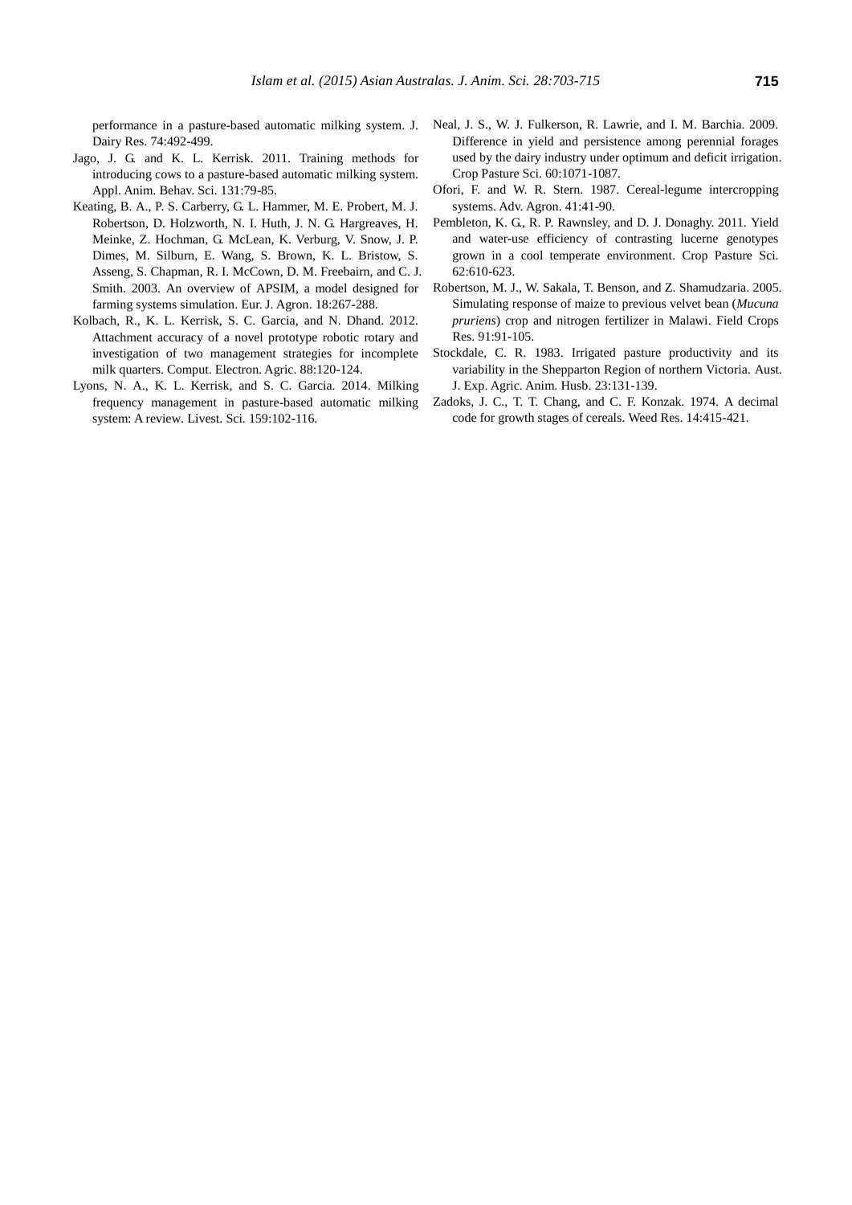performance in a pasture-based automatic milking system. J. Dairy Res. 74:492-499.

Jago, J. G. and K. L. Kerrisk. 2011. Training methods for introducing cows to a pasture-based automatic milking system. Appl. Anim. Behav. Sci. 131:79-85.

Keating, B. A., P. S. Carberry, G. L. Hammer, M. E. Probert, M. J. Robertson, D. Holzworth, N. I. Huth, J. N. G. Hargreaves, H. Meinke, Z. Hochman, G. McLean, K. Verburg, V. Snow, J. P. Dimes, M. Silburn, E. Wang, S. Brown, K. L. Bristow, S. Asseng, S. Chapman, R. I. McCown, D. M. Freebairn, and C. J. Smith. 2003. An overview of APSIM, a model designed for farming systems simulation. Eur. J. Agron. 18:267-288.

Kolbach, R., K. L. Kerrisk, S. C. Garcia, and N. Dhand. 2012. Attachment accuracy of a novel prototype robotic rotary and investigation of two management strategies for incomplete milk quarters. Comput. Electron. Agric. 88:120-124.

Lyons, N. A., K. L. Kerrisk, and S. C. Garcia. 2014. Milking frequency management in pasture-based automatic milking system: A review. Livest. Sci. 159:102-116.

Neal, J. S., W. J. Fulkerson, R. Lawrie, and I. M. Barchia. 2009. Difference in yield and persistence among perennial forages used by the dairy industry under optimum and deficit irrigation. Crop Pasture Sci. 60:1071-1087.

Ofori, F. and W. R. Stern. 1987. Cereal-legume intercropping systems. Adv. Agron. 41:41-90.

Pembleton, K. G., R. P. Rawnsley, and D. J. Donaghy. 2011. Yield and water-use efficiency of contrasting lucerne genotypes grown in a cool temperate environment. Crop Pasture Sci. 62:610-623.

Robertson, M. J., W. Sakala, T. Benson, and Z. Shamudzaria. 2005. Simulating response of maize to previous velvet bean (*Mucuna pruriens*) crop and nitrogen fertilizer in Malawi. Field Crops Res. 91:91-105.

Stockdale, C. R. 1983. Irrigated pasture productivity and its variability in the Shepparton Region of northern Victoria. Aust. J. Exp. Agric. Anim. Husb. 23:131-139.

Zadoks, J. C., T. T. Chang, and C. F. Konzak. 1974. A decimal code for growth stages of cereals. Weed Res. 14:415-421.